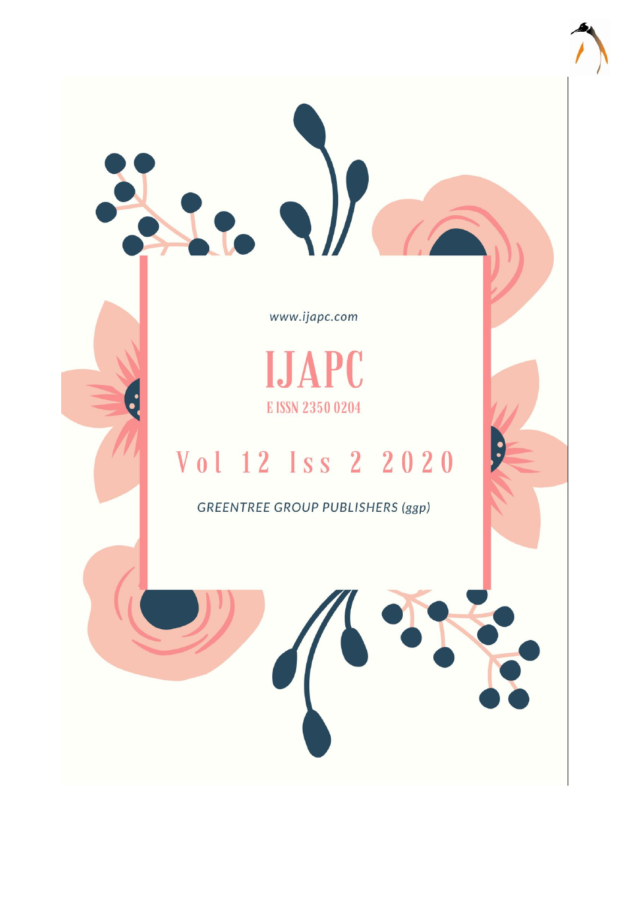www.ijapc.com

# IJAPC

E ISSN 2350 0204

## Vol 12 Iss 2 2020

*GREENTREE GROUP PUBLISHERS (ggp)*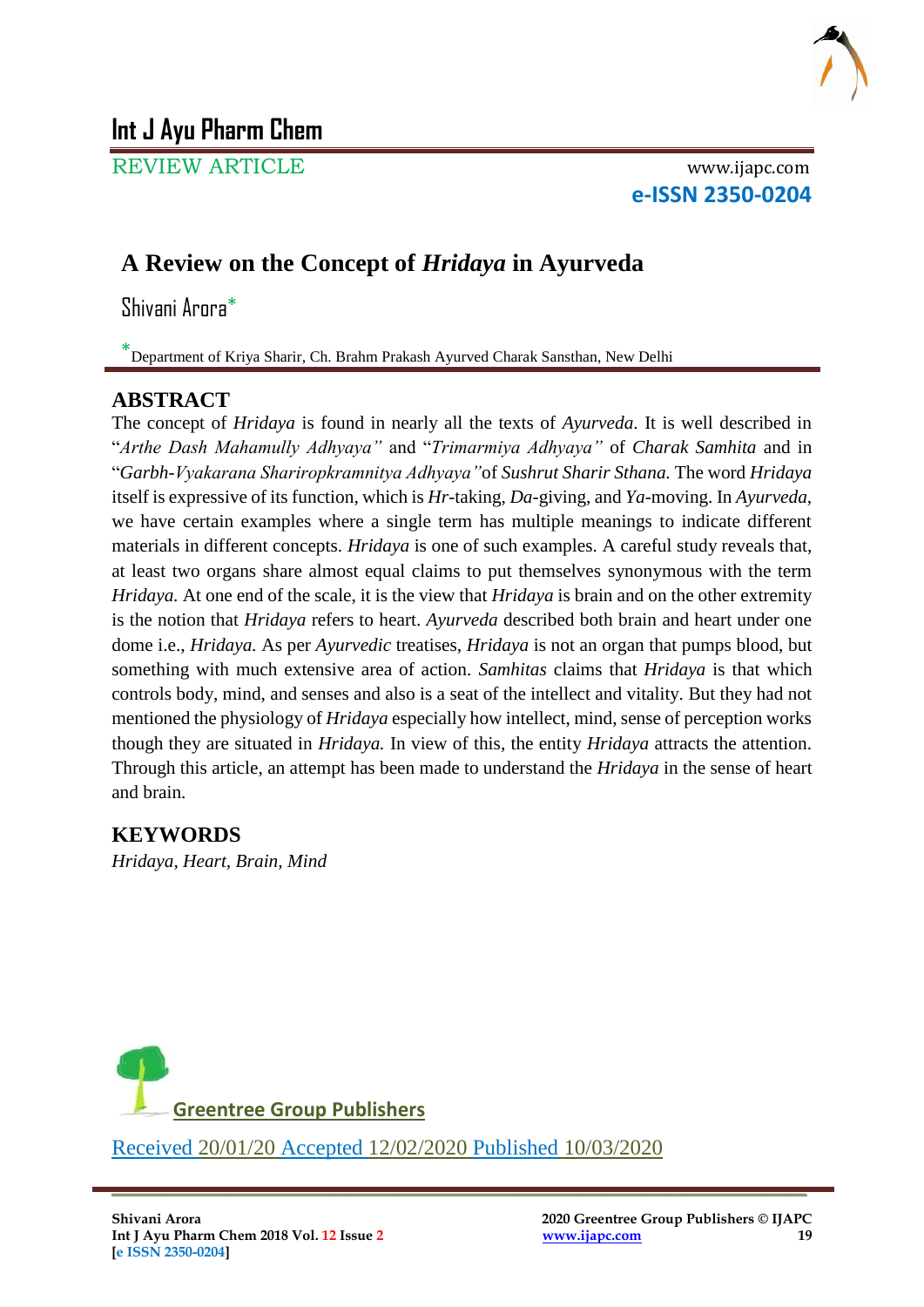Int J Ayu Pharm Chem

REVIEW ARTICLE

www.ijapc.com

**e-ISSN 2350-0204**

# A Review on the Concept of *Hridaya* in Ayurveda

Shivani Arora*

*Department of Kriya Sharir, Ch. Brahm Prakash Ayurved Charak Sansthan, New Delhi

## ABSTRACT

The concept of *Hridaya* is found in nearly all the texts of *Ayurveda*. It is well described in "*Arthe Dash Mahamully Adhyaya"* and "*Trimarmiya Adhyaya"* of *Charak Samhita* and in "*Garbh-Vyakarana Sharirop­kramnitya Adhyaya"* of *Sushrut Sharir Sthana.* The word *Hridaya* itself is expressive of its function, which is *Hr*-taking, *Da*-giving, and *Ya*-moving. In *Ayurveda*, we have certain examples where a single term has multiple meanings to indicate different materials in different concepts. *Hridaya* is one of such examples. A careful study reveals that, at least two organs share almost equal claims to put themselves synonymous with the term *Hridaya.* At one end of the scale, it is the view that *Hridaya* is brain and on the other extremity is the notion that *Hridaya* refers to heart. *Ayurveda* described both brain and heart under one dome i.e., *Hridaya.* As per *Ayurvedic* treatises, *Hridaya* is not an organ that pumps blood, but something with much extensive area of action. *Samhitas* claims that *Hridaya* is that which controls body, mind, and senses and also is a seat of the intellect and vitality. But they had not mentioned the physiology of *Hridaya* especially how intellect, mind, sense of perception works though they are situated in *Hridaya.* In view of this, the entity *Hridaya* attracts the attention. Through this article, an attempt has been made to understand the *Hridaya* in the sense of heart and brain.

## KEYWORDS

*Hridaya, Heart, Brain, Mind*

Greentree Group Publishers

Received 20/01/20 Accepted 12/02/2020 Published 10/03/2020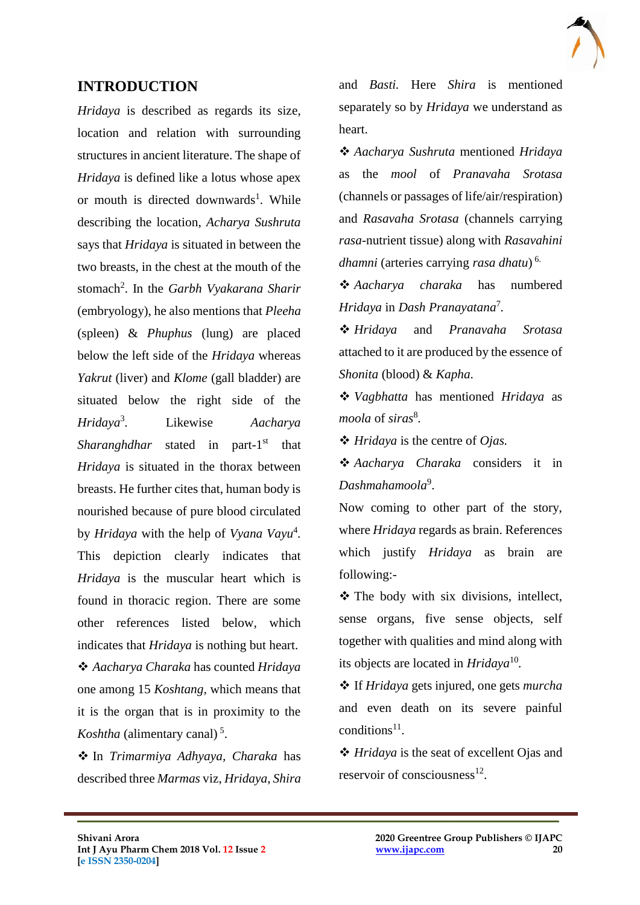## INTRODUCTION

*Hridaya* is described as regards its size, location and relation with surrounding structures in ancient literature. The shape of *Hridaya* is defined like a lotus whose apex or mouth is directed downwards[1]. While describing the location, *Acharya Sushruta* says that *Hridaya* is situated in between the two breasts, in the chest at the mouth of the stomach[2]. In the *Garbh Vyakarana Sharir* (embryology), he also mentions that *Pleeha* (spleen) & *Phuphus* (lung) are placed below the left side of the *Hridaya* whereas *Yakrut* (liver) and *Klome* (gall bladder) are situated below the right side of the *Hridaya*[3]. Likewise *Aacharya Sharanghdhar* stated in part-1st that *Hridaya* is situated in the thorax between breasts. He further cites that, human body is nourished because of pure blood circulated by *Hridaya* with the help of *Vyana Vayu*[4]. This depiction clearly indicates that *Hridaya* is the muscular heart which is found in thoracic region. There are some other references listed below, which indicates that *Hridaya* is nothing but heart.

- *Aacharya Charaka* has counted *Hridaya* one among 15 *Koshtang*, which means that it is the organ that is in proximity to the *Koshtha* (alimentary canal) [5].
- In *Trimarmiya Adhyaya*, *Charaka* has described three *Marmas* viz, *Hridaya*, *Shira* and *Basti.* Here *Shira* is mentioned separately so by *Hridaya* we understand as heart.
- *Aacharya Sushruta* mentioned *Hridaya* as the *mool* of *Pranavaha Srotasa* (channels or passages of life/air/respiration) and *Rasavaha Srotasa* (channels carrying *rasa*-nutrient tissue) along with *Rasavahini dhamni* (arteries carrying *rasa dhatu*) [6].
- *Aacharya charaka* has numbered *Hridaya* in *Dash Pranayatana*[7].
- *Hridaya* and *Pranavaha Srotasa* attached to it are produced by the essence of *Shonita* (blood) & *Kapha*.
- *Vagbhatta* has mentioned *Hridaya* as *moola* of *siras*[8].
- *Hridaya* is the centre of *Ojas.*
- *Aacharya Charaka* considers it in *Dashmahamoola*[9].

Now coming to other part of the story, where *Hridaya* regards as brain. References which justify *Hridaya* as brain are following:-

- The body with six divisions, intellect, sense organs, five sense objects, self together with qualities and mind along with its objects are located in *Hridaya*[10].
- If *Hridaya* gets injured, one gets *murcha* and even death on its severe painful conditions[11].
- *Hridaya* is the seat of excellent Ojas and reservoir of consciousness[12].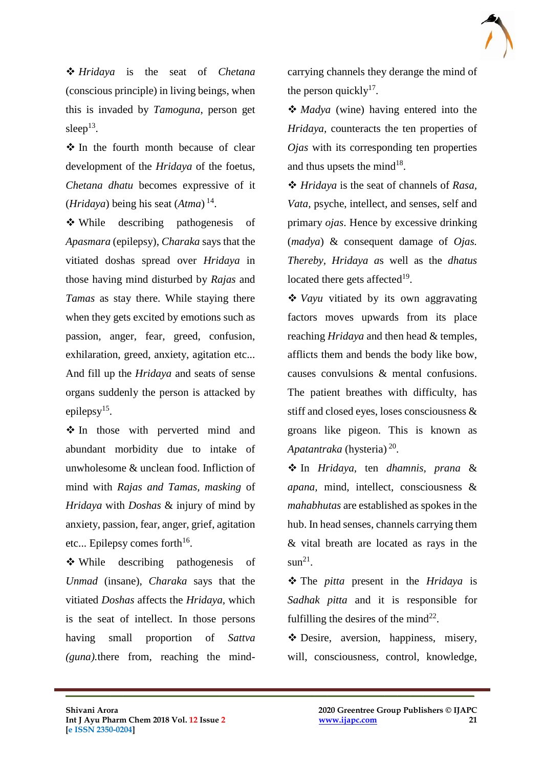❖ *Hridaya* is the seat of *Chetana* (conscious principle) in living beings, when this is invaded by *Tamoguna*, person get sleep[13].

❖ In the fourth month because of clear development of the *Hridaya* of the foetus, *Chetana dhatu* becomes expressive of it (*Hridaya*) being his seat (*Atma*) [14].

❖ While describing pathogenesis of *Apasmara* (epilepsy), *Charaka* says that the vitiated doshas spread over *Hridaya* in those having mind disturbed by *Rajas* and *Tamas* as stay there. While staying there when they gets excited by emotions such as passion, anger, fear, greed, confusion, exhilaration, greed, anxiety, agitation etc... And fill up the *Hridaya* and seats of sense organs suddenly the person is attacked by epilepsy[15].

❖ In those with perverted mind and abundant morbidity due to intake of unwholesome & unclean food. Infliction of mind with *Rajas and Tamas, masking* of *Hridaya* with *Doshas* & injury of mind by anxiety, passion, fear, anger, grief, agitation etc... Epilepsy comes forth[16].

❖ While describing pathogenesis of *Unmad* (insane), *Charaka* says that the vitiated *Doshas* affects the *Hridaya*, which is the seat of intellect. In those persons having small proportion of *Sattva (guna).*there from, reaching the mind-carrying channels they derange the mind of the person quickly[17].

❖ *Madya* (wine) having entered into the *Hridaya*, counteracts the ten properties of *Ojas* with its corresponding ten properties and thus upsets the mind[18].

❖ *Hridaya* is the seat of channels of *Rasa*, *Vata*, psyche, intellect, and senses, self and primary *ojas*. Hence by excessive drinking (*madya*) & consequent damage of *Ojas. Thereby, Hridaya a*s well as the *dhatus* located there gets affected[19].

❖ *Vayu* vitiated by its own aggravating factors moves upwards from its place reaching *Hridaya* and then head & temples, afflicts them and bends the body like bow, causes convulsions & mental confusions. The patient breathes with difficulty, has stiff and closed eyes, loses consciousness & groans like pigeon. This is known as *Apatantraka* (hysteria) [20].

❖ In *Hridaya*, ten *dhamnis, prana* & *apana*, mind, intellect, consciousness & *mahabhutas* are established as spokes in the hub. In head senses, channels carrying them & vital breath are located as rays in the sun[21].

❖ The *pitta* present in the *Hridaya* is *Sadhak pitta* and it is responsible for fulfilling the desires of the mind[22].

❖ Desire, aversion, happiness, misery, will, consciousness, control, knowledge,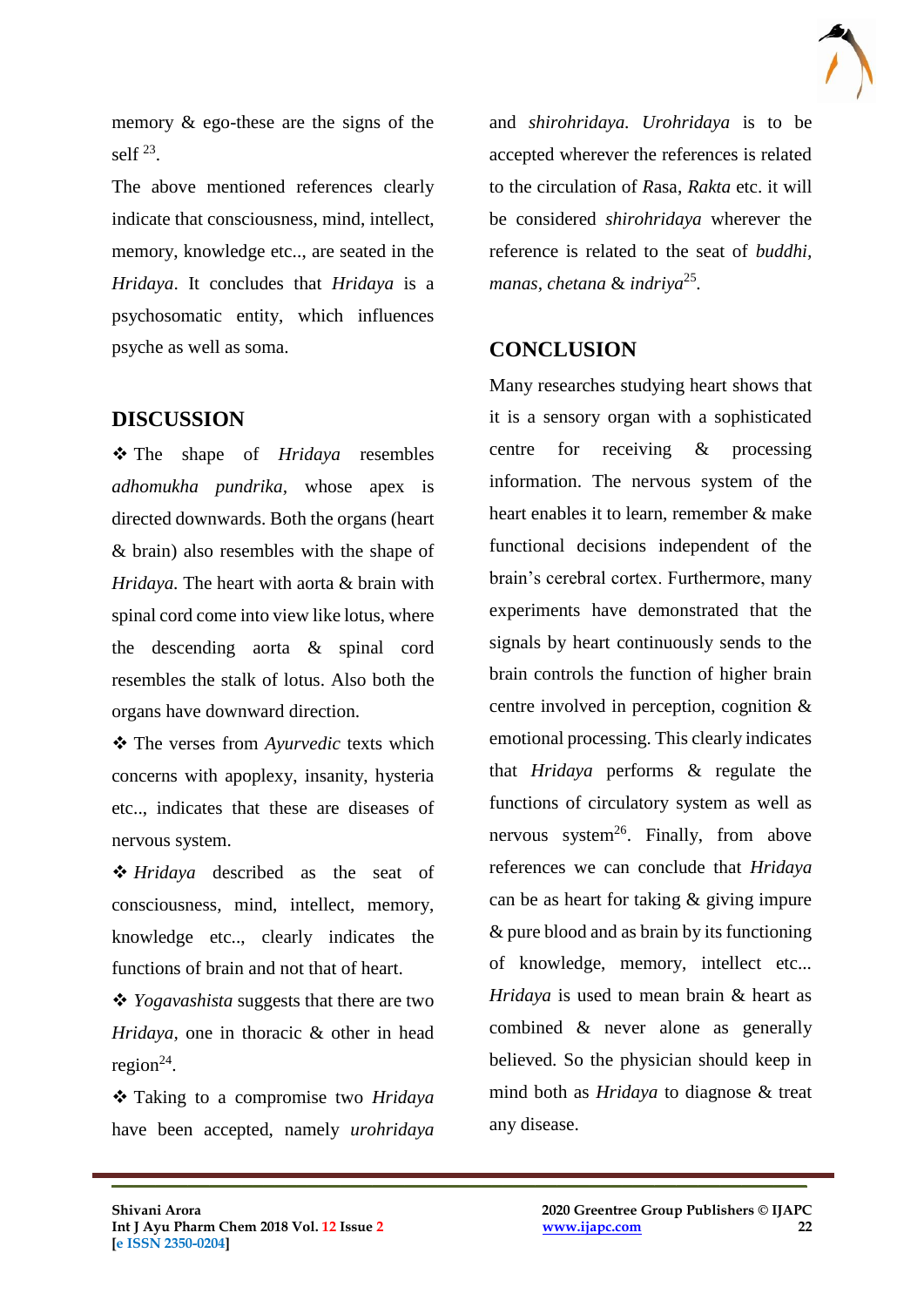memory & ego-these are the signs of the self [23].

The above mentioned references clearly indicate that consciousness, mind, intellect, memory, knowledge etc.., are seated in the *Hridaya*. It concludes that *Hridaya* is a psychosomatic entity, which influences psyche as well as soma.

## DISCUSSION

❖ The shape of *Hridaya* resembles *adhomukha pundrika*, whose apex is directed downwards. Both the organs (heart & brain) also resembles with the shape of *Hridaya.* The heart with aorta & brain with spinal cord come into view like lotus, where the descending aorta & spinal cord resembles the stalk of lotus. Also both the organs have downward direction.

❖ The verses from *Ayurvedic* texts which concerns with apoplexy, insanity, hysteria etc.., indicates that these are diseases of nervous system.

❖ *Hridaya* described as the seat of consciousness, mind, intellect, memory, knowledge etc.., clearly indicates the functions of brain and not that of heart.

❖ *Yogavashista* suggests that there are two *Hridaya*, one in thoracic & other in head region[24].

❖ Taking to a compromise two *Hridaya* have been accepted, namely *urohridaya* and *shirohridaya. Urohridaya* is to be accepted wherever the references is related to the circulation of *R*asa, *Rakta* etc. it will be considered *shirohridaya* wherever the reference is related to the seat of *buddhi, manas, chetana* & *indriya*[25].

## CONCLUSION

Many researches studying heart shows that it is a sensory organ with a sophisticated centre for receiving & processing information. The nervous system of the heart enables it to learn, remember & make functional decisions independent of the brain's cerebral cortex. Furthermore, many experiments have demonstrated that the signals by heart continuously sends to the brain controls the function of higher brain centre involved in perception, cognition & emotional processing. This clearly indicates that *Hridaya* performs & regulate the functions of circulatory system as well as nervous system[26]. Finally, from above references we can conclude that *Hridaya* can be as heart for taking & giving impure & pure blood and as brain by its functioning of knowledge, memory, intellect etc... *Hridaya* is used to mean brain & heart as combined & never alone as generally believed. So the physician should keep in mind both as *Hridaya* to diagnose & treat any disease.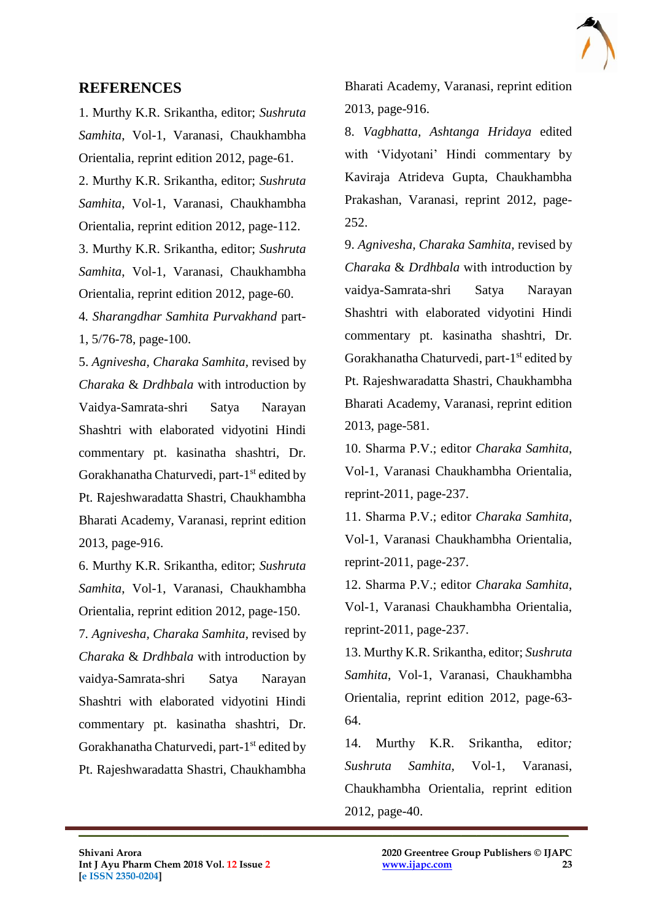## REFERENCES

1. Murthy K.R. Srikantha, editor; *Sushruta Samhita*, Vol-1, Varanasi, Chaukhambha Orientalia, reprint edition 2012, page-61.
2. Murthy K.R. Srikantha, editor; *Sushruta Samhita*, Vol-1, Varanasi, Chaukhambha Orientalia, reprint edition 2012, page-112.
3. Murthy K.R. Srikantha, editor; *Sushruta Samhita*, Vol-1, Varanasi, Chaukhambha Orientalia, reprint edition 2012, page-60.
4. *Sharangdhar Samhita Purvakhand* part-1, 5/76-78, page-100.
5. *Agnivesha, Charaka Samhita*, revised by *Charaka* & *Drdhbala* with introduction by Vaidya-Samrata-shri Satya Narayan Shashtri with elaborated vidyotini Hindi commentary pt. kasinatha shashtri, Dr. Gorakhanatha Chaturvedi, part-1st edited by Pt. Rajeshwaradatta Shastri, Chaukhambha Bharati Academy, Varanasi, reprint edition 2013, page-916.
6. Murthy K.R. Srikantha, editor; *Sushruta Samhita*, Vol-1, Varanasi, Chaukhambha Orientalia, reprint edition 2012, page-150.
7. *Agnivesha, Charaka Samhita*, revised by *Charaka* & *Drdhbala* with introduction by vaidya-Samrata-shri Satya Narayan Shashtri with elaborated vidyotini Hindi commentary pt. kasinatha shashtri, Dr. Gorakhanatha Chaturvedi, part-1st edited by Pt. Rajeshwaradatta Shastri, Chaukhambha Bharati Academy, Varanasi, reprint edition 2013, page-916.
8. *Vagbhatta, Ashtanga Hridaya* edited with 'Vidyotani' Hindi commentary by Kaviraja Atrideva Gupta, Chaukhambha Prakashan, Varanasi, reprint 2012, page-252.
9. *Agnivesha, Charaka Samhita*, revised by *Charaka* & *Drdhbala* with introduction by vaidya-Samrata-shri Satya Narayan Shashtri with elaborated vidyotini Hindi commentary pt. kasinatha shashtri, Dr. Gorakhanatha Chaturvedi, part-1st edited by Pt. Rajeshwaradatta Shastri, Chaukhambha Bharati Academy, Varanasi, reprint edition 2013, page-581.
10. Sharma P.V.; editor *Charaka Samhita*, Vol-1, Varanasi Chaukhambha Orientalia, reprint-2011, page-237.
11. Sharma P.V.; editor *Charaka Samhita*, Vol-1, Varanasi Chaukhambha Orientalia, reprint-2011, page-237.
12. Sharma P.V.; editor *Charaka Samhita*, Vol-1, Varanasi Chaukhambha Orientalia, reprint-2011, page-237.
13. Murthy K.R. Srikantha, editor; *Sushruta Samhita*, Vol-1, Varanasi, Chaukhambha Orientalia, reprint edition 2012, page-63-64.
14. Murthy K.R. Srikantha, editor; *Sushruta Samhita*, Vol-1, Varanasi, Chaukhambha Orientalia, reprint edition 2012, page-40.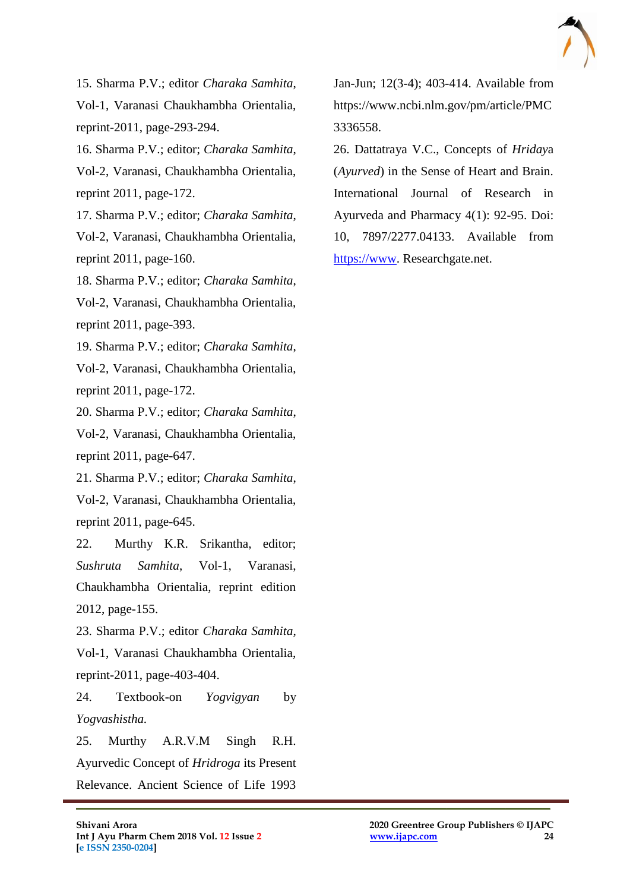15. Sharma P.V.; editor *Charaka Samhita*, Vol-1, Varanasi Chaukhambha Orientalia, reprint-2011, page-293-294.

16. Sharma P.V.; editor; *Charaka Samhita*, Vol-2, Varanasi, Chaukhambha Orientalia, reprint 2011, page-172.

17. Sharma P.V.; editor; *Charaka Samhita*, Vol-2, Varanasi, Chaukhambha Orientalia, reprint 2011, page-160.

18. Sharma P.V.; editor; *Charaka Samhita*, Vol-2, Varanasi, Chaukhambha Orientalia, reprint 2011, page-393.

19. Sharma P.V.; editor; *Charaka Samhita*, Vol-2, Varanasi, Chaukhambha Orientalia, reprint 2011, page-172.

20. Sharma P.V.; editor; *Charaka Samhita*, Vol-2, Varanasi, Chaukhambha Orientalia, reprint 2011, page-647.

21. Sharma P.V.; editor; *Charaka Samhita*, Vol-2, Varanasi, Chaukhambha Orientalia, reprint 2011, page-645.

22. Murthy K.R. Srikantha, editor; *Sushruta Samhita*, Vol-1, Varanasi, Chaukhambha Orientalia, reprint edition 2012, page-155.

23. Sharma P.V.; editor *Charaka Samhita*, Vol-1, Varanasi Chaukhambha Orientalia, reprint-2011, page-403-404.

24. Textbook-on *Yogvigyan* by *Yogvashistha.*

25. Murthy A.R.V.M Singh R.H. Ayurvedic Concept of *Hridroga* its Present Relevance. Ancient Science of Life 1993 Jan-Jun; 12(3-4); 403-414. Available from https://www.ncbi.nlm.gov/pm/article/PMC3336558.

26. Dattatraya V.C., Concepts of *Hriday*a (*Ayurved*) in the Sense of Heart and Brain. International Journal of Research in Ayurveda and Pharmacy 4(1): 92-95. Doi: 10, 7897/2277.04133. Available from https://www. Researchgate.net.